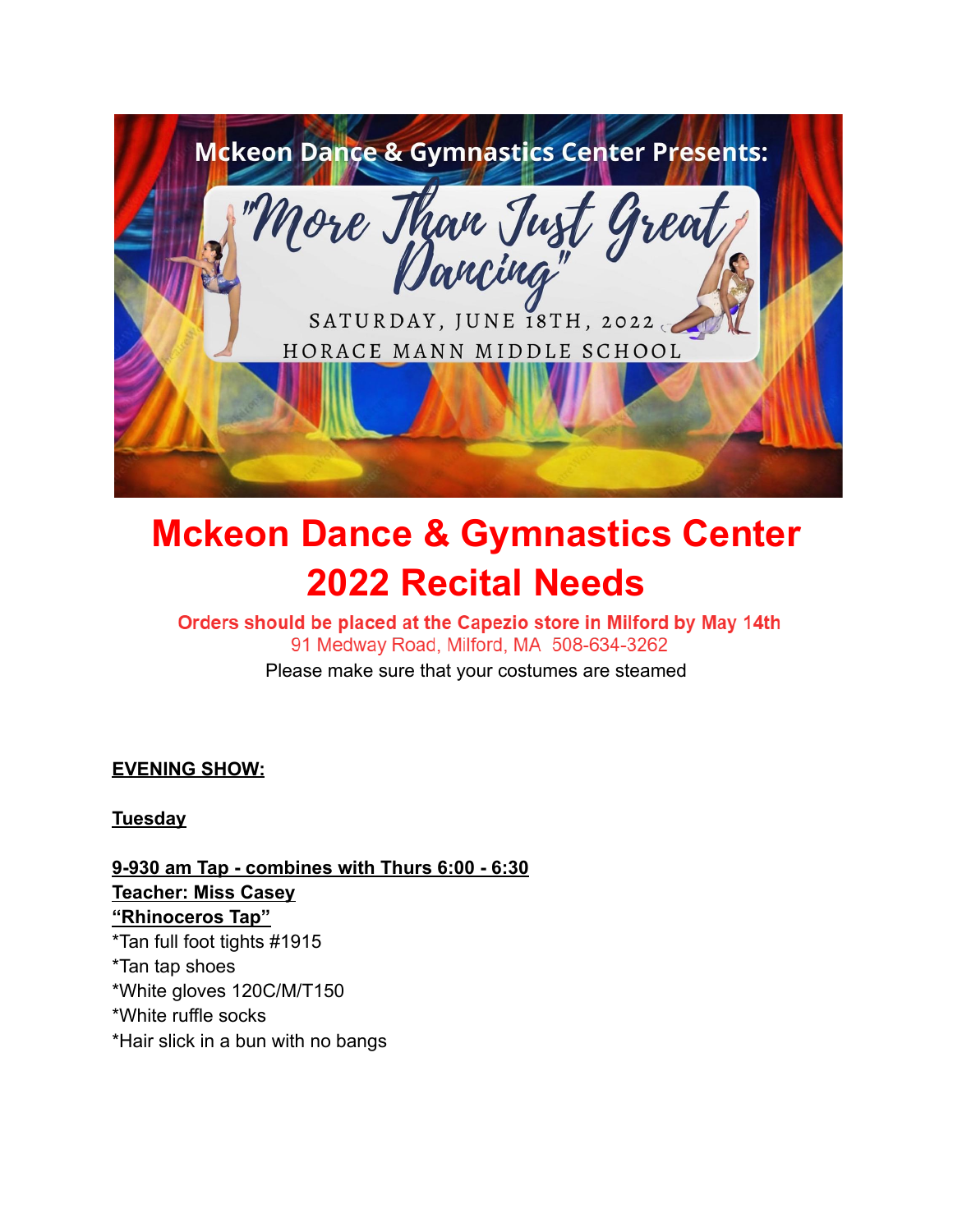Mckeon Dance & Gymnastics Center Presents:

"More Than Just Great Dancing"

SATURDAY, JUNE 18TH, 2022

HORACE MANN MIDDLE SCHOOL

# Mckeon Dance & Gymnastics Center 2022 Recital Needs

**Orders should be placed at the Capezio store in Milford by May 14th**

91 Medway Road, Milford, MA 508-634-3262

Please make sure that your costumes are steamed

**EVENING SHOW:**

**Tuesday**

**9-930 am Tap - combines with Thurs 6:00 - 6:30**
**Teacher: Miss Casey**
**"Rhinoceros Tap"**

*Tan full foot tights #1915
*Tan tap shoes
*White gloves 120C/M/T150
*White ruffle socks
*Hair slick in a bun with no bangs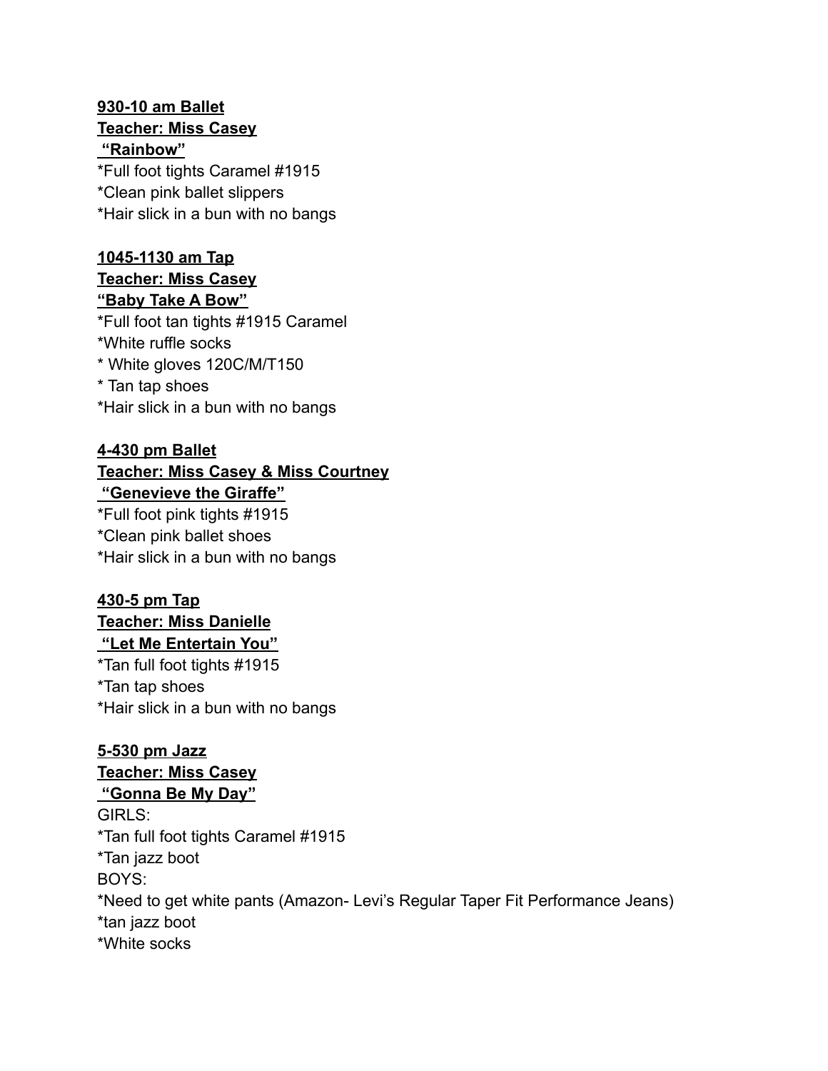**930-10 am Ballet**
**Teacher: Miss Casey**
**"Rainbow"**
*Full foot tights Caramel #1915
*Clean pink ballet slippers
*Hair slick in a bun with no bangs

**1045-1130 am Tap**
**Teacher: Miss Casey**
**"Baby Take A Bow"**
*Full foot tan tights #1915 Caramel
*White ruffle socks
* White gloves 120C/M/T150
* Tan tap shoes
*Hair slick in a bun with no bangs

**4-430 pm Ballet**
**Teacher: Miss Casey & Miss Courtney**
**"Genevieve the Giraffe"**
*Full foot pink tights #1915
*Clean pink ballet shoes
*Hair slick in a bun with no bangs

**430-5 pm Tap**
**Teacher: Miss Danielle**
**"Let Me Entertain You"**
*Tan full foot tights #1915
*Tan tap shoes
*Hair slick in a bun with no bangs

**5-530 pm Jazz**
**Teacher: Miss Casey**
**"Gonna Be My Day"**
GIRLS:
*Tan full foot tights Caramel #1915
*Tan jazz boot
BOYS:
*Need to get white pants (Amazon- Levi's Regular Taper Fit Performance Jeans)
*tan jazz boot
*White socks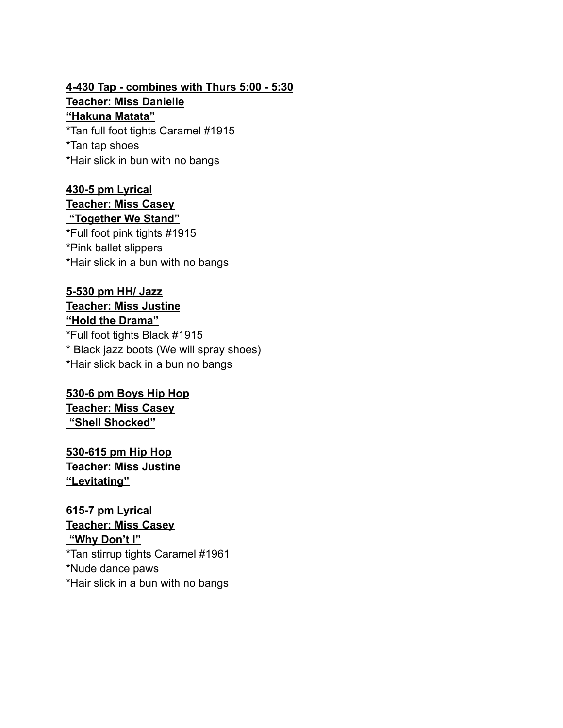**4-430 Tap - combines with Thurs 5:00 - 5:30**
**Teacher: Miss Danielle**
**"Hakuna Matata"**
*Tan full foot tights Caramel #1915
*Tan tap shoes
*Hair slick in bun with no bangs

**430-5 pm Lyrical**
**Teacher: Miss Casey**
**"Together We Stand"**
*Full foot pink tights #1915
*Pink ballet slippers
*Hair slick in a bun with no bangs

**5-530 pm HH/ Jazz**
**Teacher: Miss Justine**
**"Hold the Drama"**
*Full foot tights Black #1915
* Black jazz boots (We will spray shoes)
*Hair slick back in a bun no bangs

**530-6 pm Boys Hip Hop**
**Teacher: Miss Casey**
**"Shell Shocked"**

**530-615 pm Hip Hop**
**Teacher: Miss Justine**
**"Levitating"**

**615-7 pm Lyrical**
**Teacher: Miss Casey**
**"Why Don't I"**
*Tan stirrup tights Caramel #1961
*Nude dance paws
*Hair slick in a bun with no bangs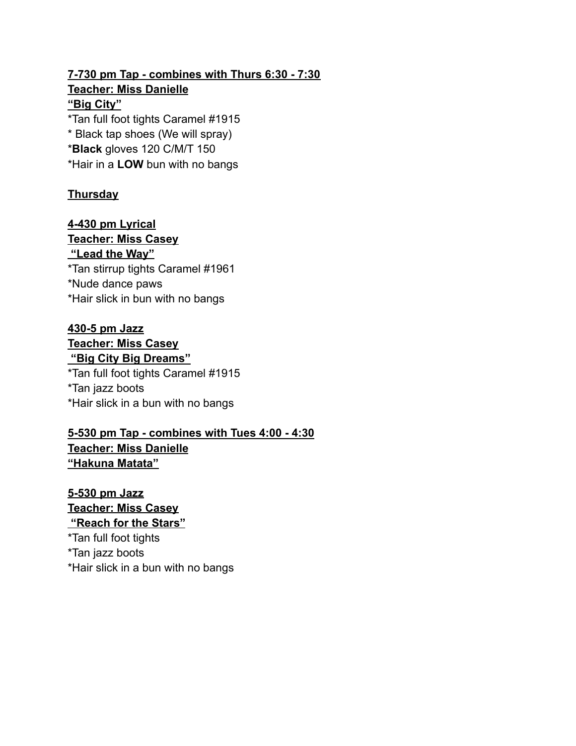**7-730 pm Tap - combines with Thurs 6:30 - 7:30**
**Teacher: Miss Danielle**
**"Big City"**
*Tan full foot tights Caramel #1915
* Black tap shoes (We will spray)
***Black** gloves 120 C/M/T 150
*Hair in a **LOW** bun with no bangs

**Thursday**

**4-430 pm Lyrical**
**Teacher: Miss Casey**
**"Lead the Way"**
*Tan stirrup tights Caramel #1961
*Nude dance paws
*Hair slick in bun with no bangs

**430-5 pm Jazz**
**Teacher: Miss Casey**
**"Big City Big Dreams"**
*Tan full foot tights Caramel #1915
*Tan jazz boots
*Hair slick in a bun with no bangs

**5-530 pm Tap - combines with Tues 4:00 - 4:30**
**Teacher: Miss Danielle**
**"Hakuna Matata"**

**5-530 pm Jazz**
**Teacher: Miss Casey**
**"Reach for the Stars"**
*Tan full foot tights
*Tan jazz boots
*Hair slick in a bun with no bangs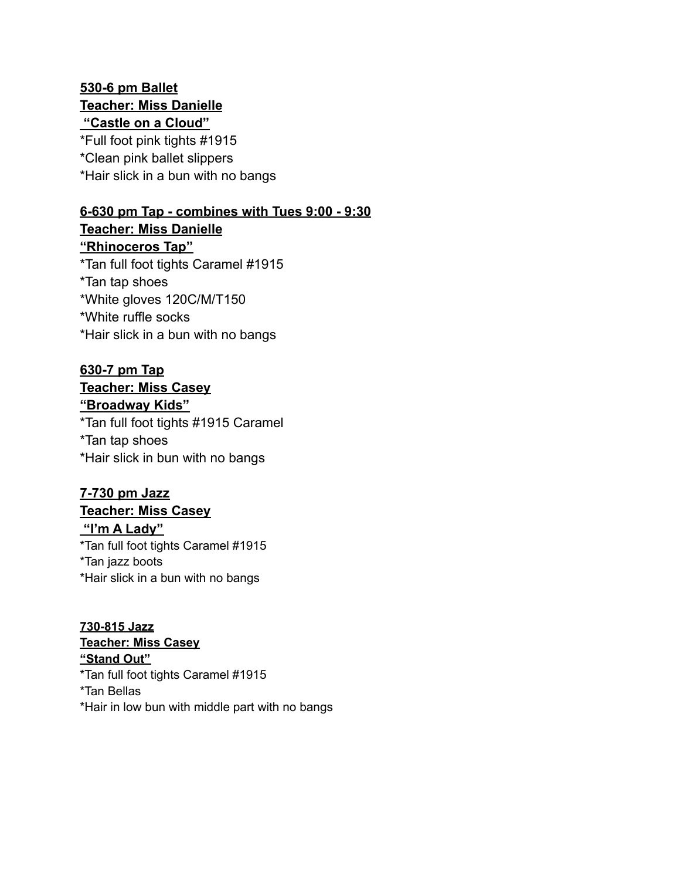**530-6 pm Ballet**
**Teacher: Miss Danielle**
**"Castle on a Cloud"**
*Full foot pink tights #1915
*Clean pink ballet slippers
*Hair slick in a bun with no bangs

**6-630 pm Tap - combines with Tues 9:00 - 9:30**
**Teacher: Miss Danielle**
**"Rhinoceros Tap"**
*Tan full foot tights Caramel #1915
*Tan tap shoes
*White gloves 120C/M/T150
*White ruffle socks
*Hair slick in a bun with no bangs

**630-7 pm Tap**
**Teacher: Miss Casey**
**"Broadway Kids"**
*Tan full foot tights #1915 Caramel
*Tan tap shoes
*Hair slick in bun with no bangs

**7-730 pm Jazz**
**Teacher: Miss Casey**
**"I'm A Lady"**
*Tan full foot tights Caramel #1915
*Tan jazz boots
*Hair slick in a bun with no bangs

**730-815 Jazz**
**Teacher: Miss Casey**
**"Stand Out"**
*Tan full foot tights Caramel #1915
*Tan Bellas
*Hair in low bun with middle part with no bangs